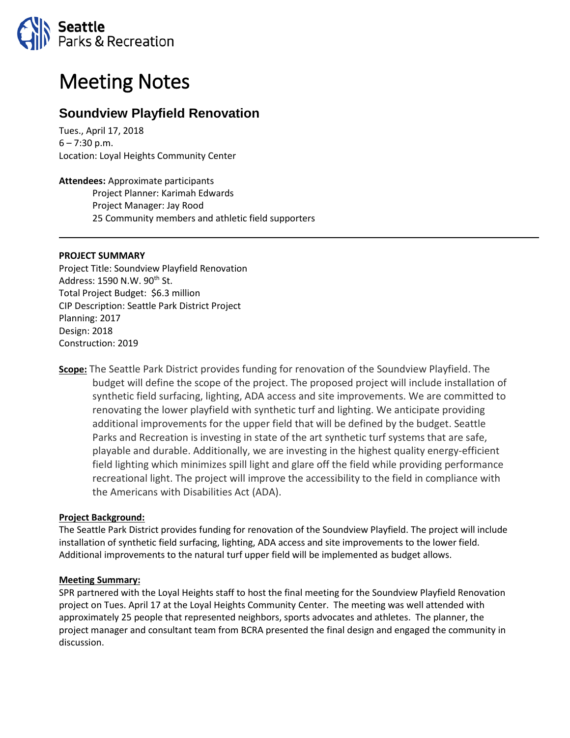Seattle Parks & Recreation

# Meeting Notes

## Soundview Playfield Renovation

Tues., April 17, 2018
6 – 7:30 p.m.
Location: Loyal Heights Community Center

**Attendees:** Approximate participants
Project Planner: Karimah Edwards
Project Manager: Jay Rood
25 Community members and athletic field supporters

---

**PROJECT SUMMARY**
Project Title: Soundview Playfield Renovation
Address: 1590 N.W. 90th St.
Total Project Budget: $6.3 million
CIP Description: Seattle Park District Project
Planning: 2017
Design: 2018
Construction: 2019

**Scope:** The Seattle Park District provides funding for renovation of the Soundview Playfield. The budget will define the scope of the project. The proposed project will include installation of synthetic field surfacing, lighting, ADA access and site improvements. We are committed to renovating the lower playfield with synthetic turf and lighting. We anticipate providing additional improvements for the upper field that will be defined by the budget. Seattle Parks and Recreation is investing in state of the art synthetic turf systems that are safe, playable and durable. Additionally, we are investing in the highest quality energy-efficient field lighting which minimizes spill light and glare off the field while providing performance recreational light. The project will improve the accessibility to the field in compliance with the Americans with Disabilities Act (ADA).

**Project Background:**
The Seattle Park District provides funding for renovation of the Soundview Playfield. The project will include installation of synthetic field surfacing, lighting, ADA access and site improvements to the lower field. Additional improvements to the natural turf upper field will be implemented as budget allows.

**Meeting Summary:**
SPR partnered with the Loyal Heights staff to host the final meeting for the Soundview Playfield Renovation project on Tues. April 17 at the Loyal Heights Community Center. The meeting was well attended with approximately 25 people that represented neighbors, sports advocates and athletes. The planner, the project manager and consultant team from BCRA presented the final design and engaged the community in discussion.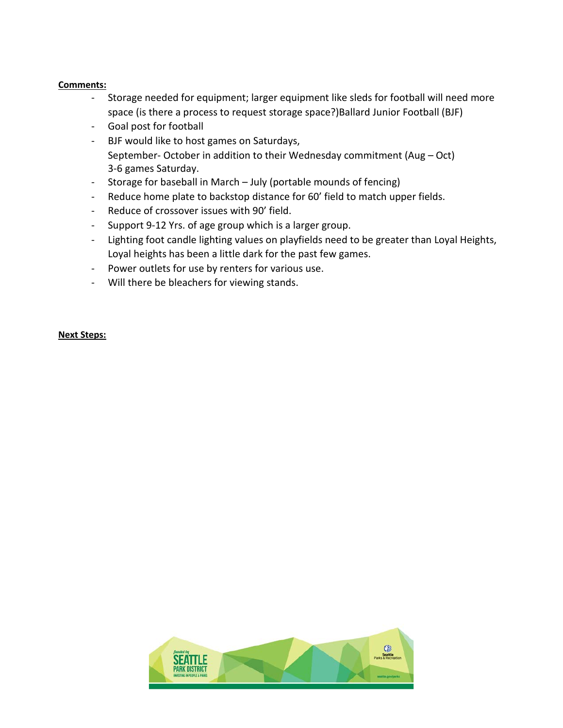**Comments:**

- Storage needed for equipment; larger equipment like sleds for football will need more space (is there a process to request storage space?)Ballard Junior Football (BJF)
- Goal post for football
- BJF would like to host games on Saturdays, September- October in addition to their Wednesday commitment (Aug – Oct) 3-6 games Saturday.
- Storage for baseball in March – July (portable mounds of fencing)
- Reduce home plate to backstop distance for 60' field to match upper fields.
- Reduce of crossover issues with 90' field.
- Support 9-12 Yrs. of age group which is a larger group.
- Lighting foot candle lighting values on playfields need to be greater than Loyal Heights, Loyal heights has been a little dark for the past few games.
- Power outlets for use by renters for various use.
- Will there be bleachers for viewing stands.

**Next Steps:**